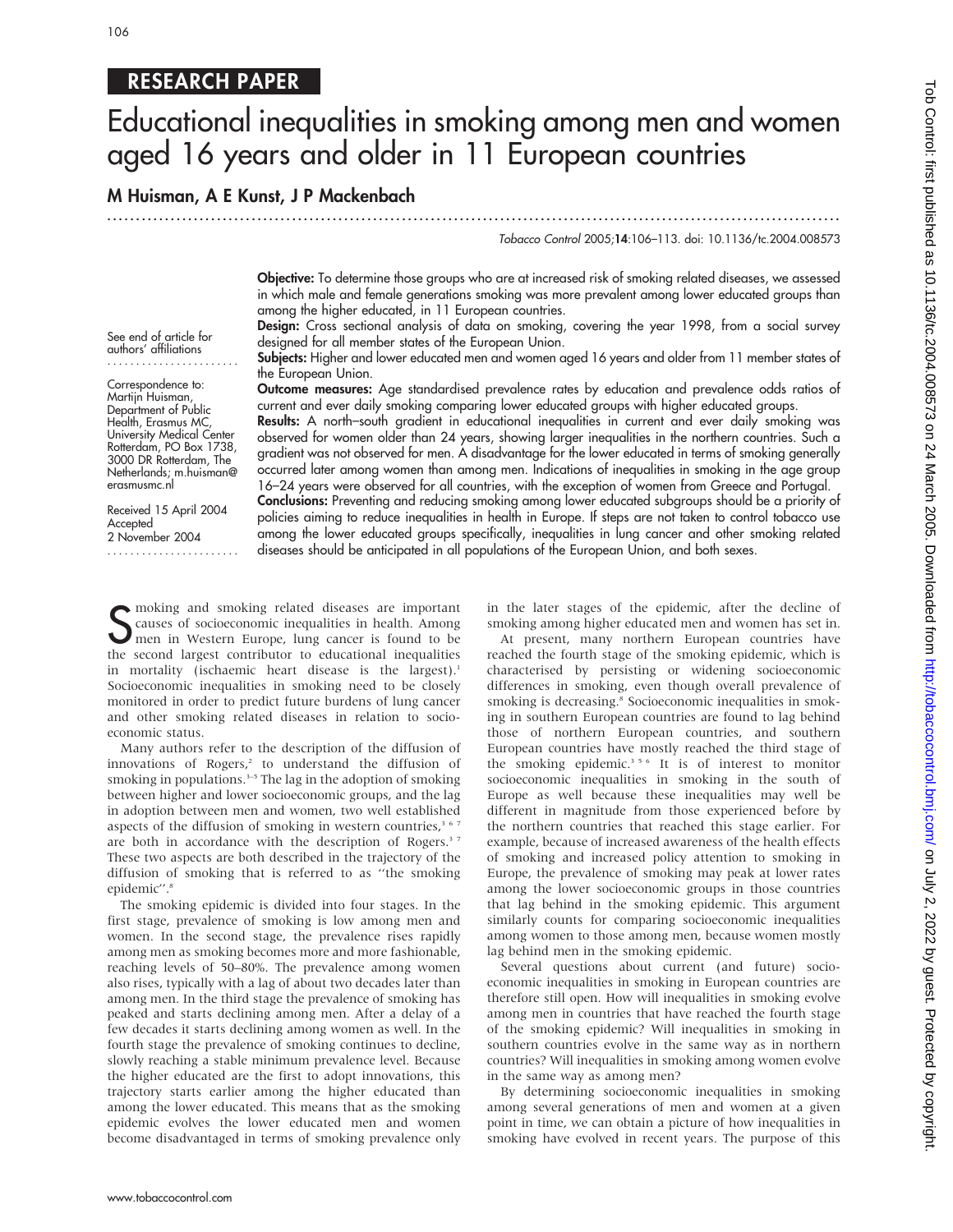RESEARCH PAPER

# Educational inequalities in smoking among men and women aged 16 years and older in 11 European countries

**M Huisman, A E Kunst, J P Mackenbach**

See end of article for authors' affiliations

Correspondence to: Martijn Huisman, Department of Public Health, Erasmus MC, University Medical Center Rotterdam, PO Box 1738, 3000 DR Rotterdam, The Netherlands; m.huisman@erasmusmc.nl

Received 15 April 2004
Accepted 2 November 2004

**Objective:** To determine those groups who are at increased risk of smoking related diseases, we assessed in which male and female generations smoking was more prevalent among lower educated groups than among the higher educated, in 11 European countries.

**Design:** Cross sectional analysis of data on smoking, covering the year 1998, from a social survey designed for all member states of the European Union.

**Subjects:** Higher and lower educated men and women aged 16 years and older from 11 member states of the European Union.

**Outcome measures:** Age standardised prevalence rates by education and prevalence odds ratios of current and ever daily smoking comparing lower educated groups with higher educated groups.

**Results:** A north–south gradient in educational inequalities in current and ever daily smoking was observed for women older than 24 years, showing larger inequalities in the northern countries. Such a gradient was not observed for men. A disadvantage for the lower educated in terms of smoking generally occurred later among women than among men. Indications of inequalities in smoking in the age group 16–24 years were observed for all countries, with the exception of women from Greece and Portugal.

**Conclusions:** Preventing and reducing smoking among lower educated subgroups should be a priority of policies aiming to reduce inequalities in health in Europe. If steps are not taken to control tobacco use among the lower educated groups specifically, inequalities in lung cancer and other smoking related diseases should be anticipated in all populations of the European Union, and both sexes.

Smoking and smoking related diseases are important causes of socioeconomic inequalities in health. Among men in Western Europe, lung cancer is found to be the second largest contributor to educational inequalities in mortality (ischaemic heart disease is the largest).[1] Socioeconomic inequalities in smoking need to be closely monitored in order to predict future burdens of lung cancer and other smoking related diseases in relation to socioeconomic status.

Many authors refer to the description of the diffusion of innovations of Rogers,[2] to understand the diffusion of smoking in populations.[3–5] The lag in the adoption of smoking between higher and lower socioeconomic groups, and the lag in adoption between men and women, two well established aspects of the diffusion of smoking in western countries,[3 6 7] are both in accordance with the description of Rogers.[3 7] These two aspects are both described in the trajectory of the diffusion of smoking that is referred to as "the smoking epidemic".[8]

The smoking epidemic is divided into four stages. In the first stage, prevalence of smoking is low among men and women. In the second stage, the prevalence rises rapidly among men as smoking becomes more and more fashionable, reaching levels of 50–80%. The prevalence among women also rises, typically with a lag of about two decades later than among men. In the third stage the prevalence of smoking has peaked and starts declining among men. After a delay of a few decades it starts declining among women as well. In the fourth stage the prevalence of smoking continues to decline, slowly reaching a stable minimum prevalence level. Because the higher educated are the first to adopt innovations, this trajectory starts earlier among the higher educated than among the lower educated. This means that as the smoking epidemic evolves the lower educated men and women become disadvantaged in terms of smoking prevalence only in the later stages of the epidemic, after the decline of smoking among higher educated men and women has set in.

At present, many northern European countries have reached the fourth stage of the smoking epidemic, which is characterised by persisting or widening socioeconomic differences in smoking, even though overall prevalence of smoking is decreasing.[8] Socioeconomic inequalities in smoking in southern European countries are found to lag behind those of northern European countries, and southern European countries have mostly reached the third stage of the smoking epidemic.[3 5 6] It is of interest to monitor socioeconomic inequalities in smoking in the south of Europe as well because these inequalities may well be different in magnitude from those experienced before by the northern countries that reached this stage earlier. For example, because of increased awareness of the health effects of smoking and increased policy attention to smoking in Europe, the prevalence of smoking may peak at lower rates among the lower socioeconomic groups in those countries that lag behind in the smoking epidemic. This argument similarly counts for comparing socioeconomic inequalities among women to those among men, because women mostly lag behind men in the smoking epidemic.

Several questions about current (and future) socioeconomic inequalities in smoking in European countries are therefore still open. How will inequalities in smoking evolve among men in countries that have reached the fourth stage of the smoking epidemic? Will inequalities in smoking in southern countries evolve in the same way as in northern countries? Will inequalities in smoking among women evolve in the same way as among men?

By determining socioeconomic inequalities in smoking among several generations of men and women at a given point in time, we can obtain a picture of how inequalities in smoking have evolved in recent years. The purpose of this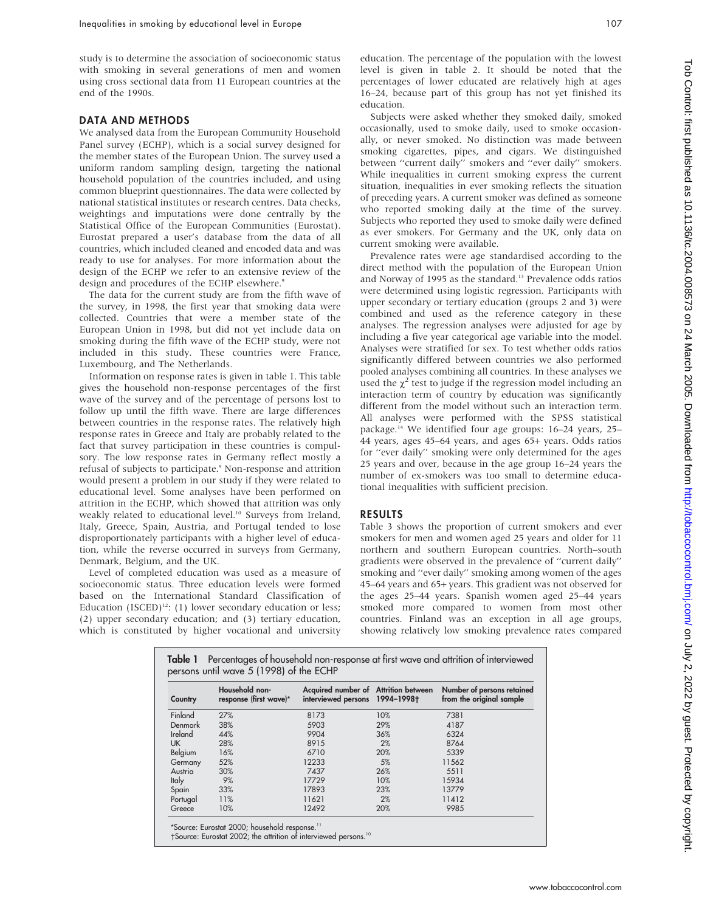study is to determine the association of socioeconomic status with smoking in several generations of men and women using cross sectional data from 11 European countries at the end of the 1990s.

## DATA AND METHODS

We analysed data from the European Community Household Panel survey (ECHP), which is a social survey designed for the member states of the European Union. The survey used a uniform random sampling design, targeting the national household population of the countries included, and using common blueprint questionnaires. The data were collected by national statistical institutes or research centres. Data checks, weightings and imputations were done centrally by the Statistical Office of the European Communities (Eurostat). Eurostat prepared a user's database from the data of all countries, which included cleaned and encoded data and was ready to use for analyses. For more information about the design of the ECHP we refer to an extensive review of the design and procedures of the ECHP elsewhere.[9]

The data for the current study are from the fifth wave of the survey, in 1998, the first year that smoking data were collected. Countries that were a member state of the European Union in 1998, but did not yet include data on smoking during the fifth wave of the ECHP study, were not included in this study. These countries were France, Luxembourg, and The Netherlands.

Information on response rates is given in table 1. This table gives the household non-response percentages of the first wave of the survey and of the percentage of persons lost to follow up until the fifth wave. There are large differences between countries in the response rates. The relatively high response rates in Greece and Italy are probably related to the fact that survey participation in these countries is compulsory. The low response rates in Germany reflect mostly a refusal of subjects to participate.[9] Non-response and attrition would present a problem in our study if they were related to educational level. Some analyses have been performed on attrition in the ECHP, which showed that attrition was only weakly related to educational level.[10] Surveys from Ireland, Italy, Greece, Spain, Austria, and Portugal tended to lose disproportionately participants with a higher level of education, while the reverse occurred in surveys from Germany, Denmark, Belgium, and the UK.

Level of completed education was used as a measure of socioeconomic status. Three education levels were formed based on the International Standard Classification of Education (ISCED)[12]: (1) lower secondary education or less; (2) upper secondary education; and (3) tertiary education, which is constituted by higher vocational and university education. The percentage of the population with the lowest level is given in table 2. It should be noted that the percentages of lower educated are relatively high at ages 16–24, because part of this group has not yet finished its education.

Subjects were asked whether they smoked daily, smoked occasionally, used to smoke daily, used to smoke occasionally, or never smoked. No distinction was made between smoking cigarettes, pipes, and cigars. We distinguished between "current daily" smokers and "ever daily" smokers. While inequalities in current smoking express the current situation, inequalities in ever smoking reflects the situation of preceding years. A current smoker was defined as someone who reported smoking daily at the time of the survey. Subjects who reported they used to smoke daily were defined as ever smokers. For Germany and the UK, only data on current smoking were available.

Prevalence rates were age standardised according to the direct method with the population of the European Union and Norway of 1995 as the standard.[13] Prevalence odds ratios were determined using logistic regression. Participants with upper secondary or tertiary education (groups 2 and 3) were combined and used as the reference category in these analyses. The regression analyses were adjusted for age by including a five year categorical age variable into the model. Analyses were stratified for sex. To test whether odds ratios significantly differed between countries we also performed pooled analyses combining all countries. In these analyses we used the $\chi^2$ test to judge if the regression model including an interaction term of country by education was significantly different from the model without such an interaction term. All analyses were performed with the SPSS statistical package.[14] We identified four age groups: 16–24 years, 25–44 years, ages 45–64 years, and ages 65+ years. Odds ratios for "ever daily" smoking were only determined for the ages 25 years and over, because in the age group 16–24 years the number of ex-smokers was too small to determine educational inequalities with sufficient precision.

## RESULTS

Table 3 shows the proportion of current smokers and ever smokers for men and women aged 25 years and older for 11 northern and southern European countries. North–south gradients were observed in the prevalence of "current daily" smoking and "ever daily" smoking among women of the ages 45–64 years and 65+ years. This gradient was not observed for the ages 25–44 years. Spanish women aged 25–44 years smoked more compared to women from most other countries. Finland was an exception in all age groups, showing relatively low smoking prevalence rates compared

**Table 1** Percentages of household non-response at first wave and attrition of interviewed persons until wave 5 (1998) of the ECHP

| Country | Household non-response (first wave)* | Acquired number of interviewed persons | Attrition between 1994–1998† | Number of persons retained from the original sample |
|---|---|---|---|---|
| Finland | 27% | 8173 | 10% | 7381 |
| Denmark | 38% | 5903 | 29% | 4187 |
| Ireland | 44% | 9904 | 36% | 6324 |
| UK | 28% | 8915 | 2% | 8764 |
| Belgium | 16% | 6710 | 20% | 5339 |
| Germany | 52% | 12233 | 5% | 11562 |
| Austria | 30% | 7437 | 26% | 5511 |
| Italy | 9% | 17729 | 10% | 15934 |
| Spain | 33% | 17893 | 23% | 13779 |
| Portugal | 11% | 11621 | 2% | 11412 |
| Greece | 10% | 12492 | 20% | 9985 |

*Source: Eurostat 2000; household response.[11]
†Source: Eurostat 2002; the attrition of interviewed persons.[10]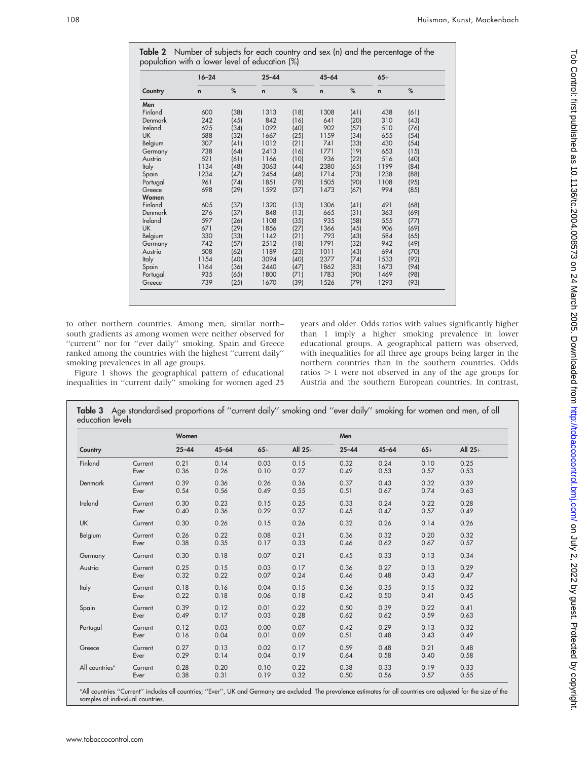**Table 2** Number of subjects for each country and sex (n) and the percentage of the population with a lower level of education (%)

| | 16–24 | | 25–44 | | 45–64 | | 65+ | |
|---|---|---|---|---|---|---|---|---|
| Country | n | % | n | % | n | % | n | % |
| **Men** | | | | | | | | |
| Finland | 600 | (38) | 1313 | (18) | 1308 | (41) | 438 | (61) |
| Denmark | 242 | (45) | 842 | (16) | 641 | (20) | 310 | (43) |
| Ireland | 625 | (34) | 1092 | (40) | 902 | (57) | 510 | (76) |
| UK | 588 | (32) | 1667 | (25) | 1159 | (34) | 655 | (54) |
| Belgium | 307 | (41) | 1012 | (21) | 741 | (33) | 430 | (54) |
| Germany | 738 | (64) | 2413 | (16) | 1771 | (19) | 653 | (15) |
| Austria | 521 | (61) | 1166 | (10) | 936 | (22) | 516 | (40) |
| Italy | 1134 | (48) | 3063 | (44) | 2380 | (65) | 1199 | (84) |
| Spain | 1234 | (47) | 2454 | (48) | 1714 | (73) | 1238 | (88) |
| Portugal | 961 | (74) | 1851 | (78) | 1505 | (90) | 1108 | (95) |
| Greece | 698 | (29) | 1592 | (37) | 1473 | (67) | 994 | (85) |
| **Women** | | | | | | | | |
| Finland | 605 | (37) | 1320 | (13) | 1306 | (41) | 491 | (68) |
| Denmark | 276 | (37) | 848 | (13) | 665 | (31) | 363 | (69) |
| Ireland | 597 | (26) | 1108 | (35) | 935 | (58) | 555 | (77) |
| UK | 671 | (29) | 1856 | (27) | 1366 | (45) | 906 | (69) |
| Belgium | 330 | (33) | 1142 | (21) | 793 | (43) | 584 | (65) |
| Germany | 742 | (57) | 2512 | (18) | 1791 | (32) | 942 | (49) |
| Austria | 508 | (62) | 1189 | (23) | 1011 | (43) | 694 | (70) |
| Italy | 1154 | (40) | 3094 | (40) | 2377 | (74) | 1533 | (92) |
| Spain | 1164 | (36) | 2440 | (47) | 1862 | (83) | 1673 | (94) |
| Portugal | 935 | (65) | 1800 | (71) | 1783 | (90) | 1469 | (98) |
| Greece | 739 | (25) | 1670 | (39) | 1526 | (79) | 1293 | (93) |

to other northern countries. Among men, similar north–south gradients as among women were neither observed for "current" nor for "ever daily" smoking. Spain and Greece ranked among the countries with the highest "current daily" smoking prevalences in all age groups.

Figure 1 shows the geographical pattern of educational inequalities in "current daily" smoking for women aged 25 years and older. Odds ratios with values significantly higher than 1 imply a higher smoking prevalence in lower educational groups. A geographical pattern was observed, with inequalities for all three age groups being larger in the northern countries than in the southern countries. Odds ratios > 1 were not observed in any of the age groups for Austria and the southern European countries. In contrast,

**Table 3** Age standardised proportions of "current daily" smoking and "ever daily" smoking for women and men, of all education levels

| | | Women | | | | Men | | | |
|---|---|---|---|---|---|---|---|---|---|
| Country | | 25–44 | 45–64 | 65+ | All 25+ | 25–44 | 45–64 | 65+ | All 25+ |
| Finland | Current | 0.21 | 0.14 | 0.03 | 0.15 | 0.32 | 0.24 | 0.10 | 0.25 |
| | Ever | 0.36 | 0.26 | 0.10 | 0.27 | 0.49 | 0.53 | 0.57 | 0.53 |
| Denmark | Current | 0.39 | 0.36 | 0.26 | 0.36 | 0.37 | 0.43 | 0.32 | 0.39 |
| | Ever | 0.54 | 0.56 | 0.49 | 0.55 | 0.51 | 0.67 | 0.74 | 0.63 |
| Ireland | Current | 0.30 | 0.23 | 0.15 | 0.25 | 0.33 | 0.24 | 0.22 | 0.28 |
| | Ever | 0.40 | 0.36 | 0.29 | 0.37 | 0.45 | 0.47 | 0.57 | 0.49 |
| UK | Current | 0.30 | 0.26 | 0.15 | 0.26 | 0.32 | 0.26 | 0.14 | 0.26 |
| Belgium | Current | 0.26 | 0.22 | 0.08 | 0.21 | 0.36 | 0.32 | 0.20 | 0.32 |
| | Ever | 0.38 | 0.35 | 0.17 | 0.33 | 0.46 | 0.62 | 0.67 | 0.57 |
| Germany | Current | 0.30 | 0.18 | 0.07 | 0.21 | 0.45 | 0.33 | 0.13 | 0.34 |
| Austria | Current | 0.25 | 0.15 | 0.03 | 0.17 | 0.36 | 0.27 | 0.13 | 0.29 |
| | Ever | 0.32 | 0.22 | 0.07 | 0.24 | 0.46 | 0.48 | 0.43 | 0.47 |
| Italy | Current | 0.18 | 0.16 | 0.04 | 0.15 | 0.36 | 0.35 | 0.15 | 0.32 |
| | Ever | 0.22 | 0.18 | 0.06 | 0.18 | 0.42 | 0.50 | 0.41 | 0.45 |
| Spain | Current | 0.39 | 0.12 | 0.01 | 0.22 | 0.50 | 0.39 | 0.22 | 0.41 |
| | Ever | 0.49 | 0.17 | 0.03 | 0.28 | 0.62 | 0.62 | 0.59 | 0.63 |
| Portugal | Current | 0.12 | 0.03 | 0.00 | 0.07 | 0.42 | 0.29 | 0.13 | 0.32 |
| | Ever | 0.16 | 0.04 | 0.01 | 0.09 | 0.51 | 0.48 | 0.43 | 0.49 |
| Greece | Current | 0.27 | 0.13 | 0.02 | 0.17 | 0.59 | 0.48 | 0.21 | 0.48 |
| | Ever | 0.29 | 0.14 | 0.04 | 0.19 | 0.64 | 0.58 | 0.40 | 0.58 |
| All countries* | Current | 0.28 | 0.20 | 0.10 | 0.22 | 0.38 | 0.33 | 0.19 | 0.33 |
| | Ever | 0.38 | 0.31 | 0.19 | 0.32 | 0.50 | 0.56 | 0.57 | 0.55 |

*All countries "Current" includes all countries; "Ever", UK and Germany are excluded. The prevalence estimates for all countries are adjusted for the size of the samples of individual countries.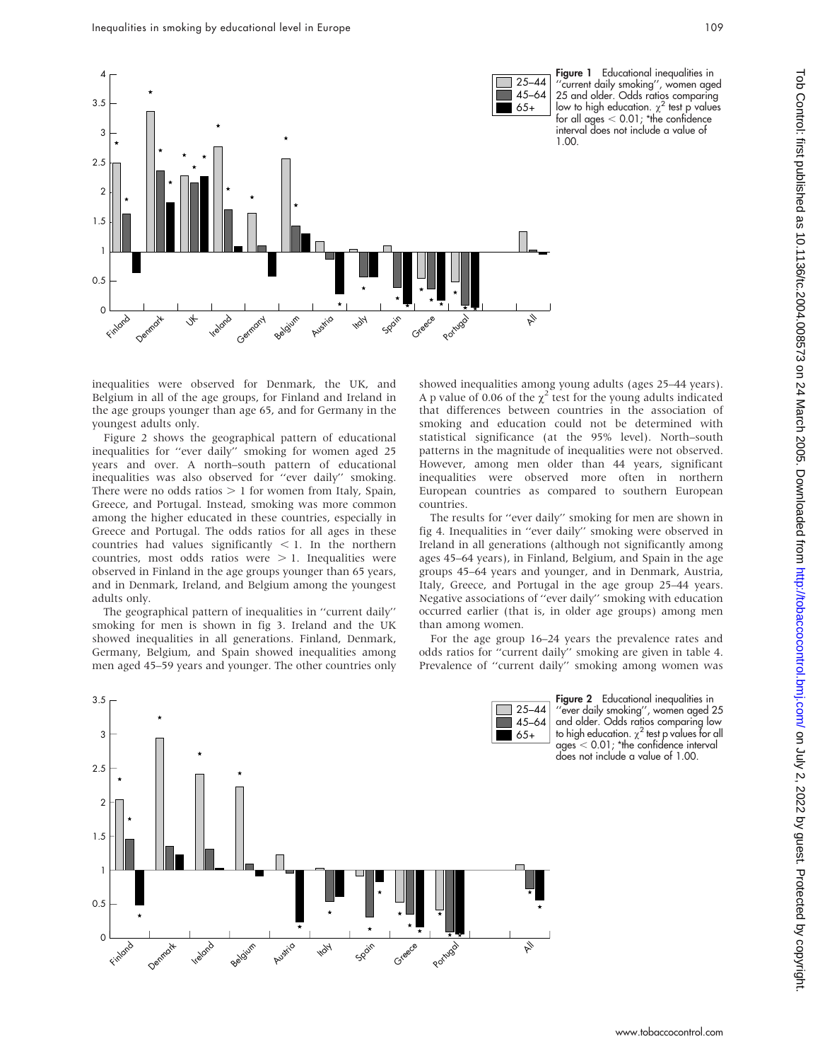Figure 1 Educational inequalities in ''current daily smoking'', women aged 25 and older. Odds ratios comparing low to high education. $\chi^2$ test p values for all ages < 0.01; *the confidence interval does not include a value of 1.00.

inequalities were observed for Denmark, the UK, and Belgium in all of the age groups, for Finland and Ireland in the age groups younger than age 65, and for Germany in the youngest adults only.

Figure 2 shows the geographical pattern of educational inequalities for ''ever daily'' smoking for women aged 25 years and over. A north–south pattern of educational inequalities was also observed for ''ever daily'' smoking. There were no odds ratios > 1 for women from Italy, Spain, Greece, and Portugal. Instead, smoking was more common among the higher educated in these countries, especially in Greece and Portugal. The odds ratios for all ages in these countries had values significantly < 1. In the northern countries, most odds ratios were > 1. Inequalities were observed in Finland in the age groups younger than 65 years, and in Denmark, Ireland, and Belgium among the youngest adults only.

The geographical pattern of inequalities in ''current daily'' smoking for men is shown in fig 3. Ireland and the UK showed inequalities in all generations. Finland, Denmark, Germany, Belgium, and Spain showed inequalities among men aged 45–59 years and younger. The other countries only showed inequalities among young adults (ages 25–44 years). A p value of 0.06 of the $\chi^2$ test for the young adults indicated that differences between countries in the association of smoking and education could not be determined with statistical significance (at the 95% level). North–south patterns in the magnitude of inequalities were not observed. However, among men older than 44 years, significant inequalities were observed more often in northern European countries as compared to southern European countries.

The results for ''ever daily'' smoking for men are shown in fig 4. Inequalities in ''ever daily'' smoking were observed in Ireland in all generations (although not significantly among ages 45–64 years), in Finland, Belgium, and Spain in the age groups 45–64 years and younger, and in Denmark, Austria, Italy, Greece, and Portugal in the age group 25–44 years. Negative associations of ''ever daily'' smoking with education occurred earlier (that is, in older age groups) among men than among women.

For the age group 16–24 years the prevalence rates and odds ratios for ''current daily'' smoking are given in table 4. Prevalence of ''current daily'' smoking among women was

Figure 2 Educational inequalities in ''ever daily smoking'', women aged 25 and older. Odds ratios comparing low to high education. $\chi^2$ test p values for all ages < 0.01; *the confidence interval does not include a value of 1.00.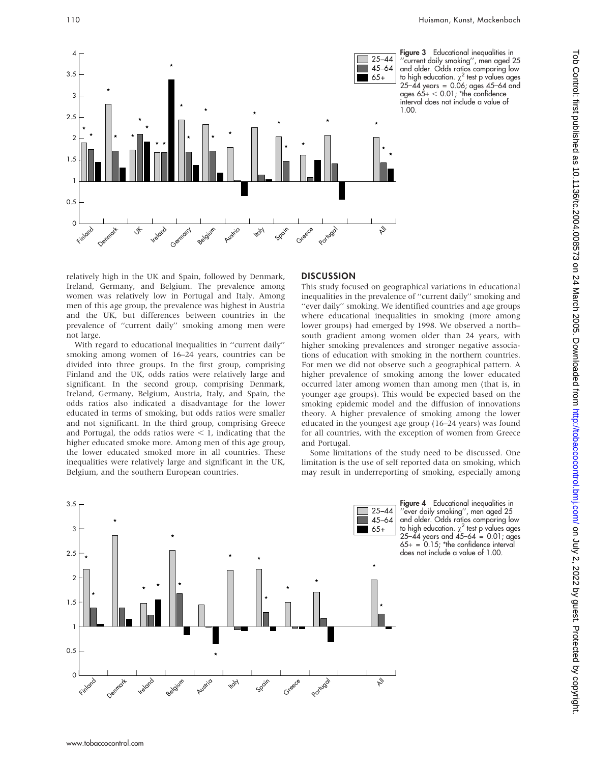**Figure 3** Educational inequalities in ''current daily smoking'', men aged 25 and older. Odds ratios comparing low to high education. $\chi^2$ test p values ages 25–44 years = 0.06; ages 45–64 and ages 65+ < 0.01; *the confidence interval does not include a value of 1.00.

relatively high in the UK and Spain, followed by Denmark, Ireland, Germany, and Belgium. The prevalence among women was relatively low in Portugal and Italy. Among men of this age group, the prevalence was highest in Austria and the UK, but differences between countries in the prevalence of ''current daily'' smoking among men were not large.

With regard to educational inequalities in ''current daily'' smoking among women of 16–24 years, countries can be divided into three groups. In the first group, comprising Finland and the UK, odds ratios were relatively large and significant. In the second group, comprising Denmark, Ireland, Germany, Belgium, Austria, Italy, and Spain, the odds ratios also indicated a disadvantage for the lower educated in terms of smoking, but odds ratios were smaller and not significant. In the third group, comprising Greece and Portugal, the odds ratios were < 1, indicating that the higher educated smoke more. Among men of this age group, the lower educated smoked more in all countries. These inequalities were relatively large and significant in the UK, Belgium, and the southern European countries.

## DISCUSSION

This study focused on geographical variations in educational inequalities in the prevalence of ''current daily'' smoking and ''ever daily'' smoking. We identified countries and age groups where educational inequalities in smoking (more among lower groups) had emerged by 1998. We observed a north–south gradient among women older than 24 years, with higher smoking prevalences and stronger negative associations of education with smoking in the northern countries. For men we did not observe such a geographical pattern. A higher prevalence of smoking among the lower educated occurred later among women than among men (that is, in younger age groups). This would be expected based on the smoking epidemic model and the diffusion of innovations theory. A higher prevalence of smoking among the lower educated in the youngest age group (16–24 years) was found for all countries, with the exception of women from Greece and Portugal.

Some limitations of the study need to be discussed. One limitation is the use of self reported data on smoking, which may result in underreporting of smoking, especially among

**Figure 4** Educational inequalities in ''ever daily smoking'', men aged 25 and older. Odds ratios comparing low to high education. $\chi^2$ test p values ages 25–44 years and 45–64 = 0.01; ages 65+ = 0.15; *the confidence interval does not include a value of 1.00.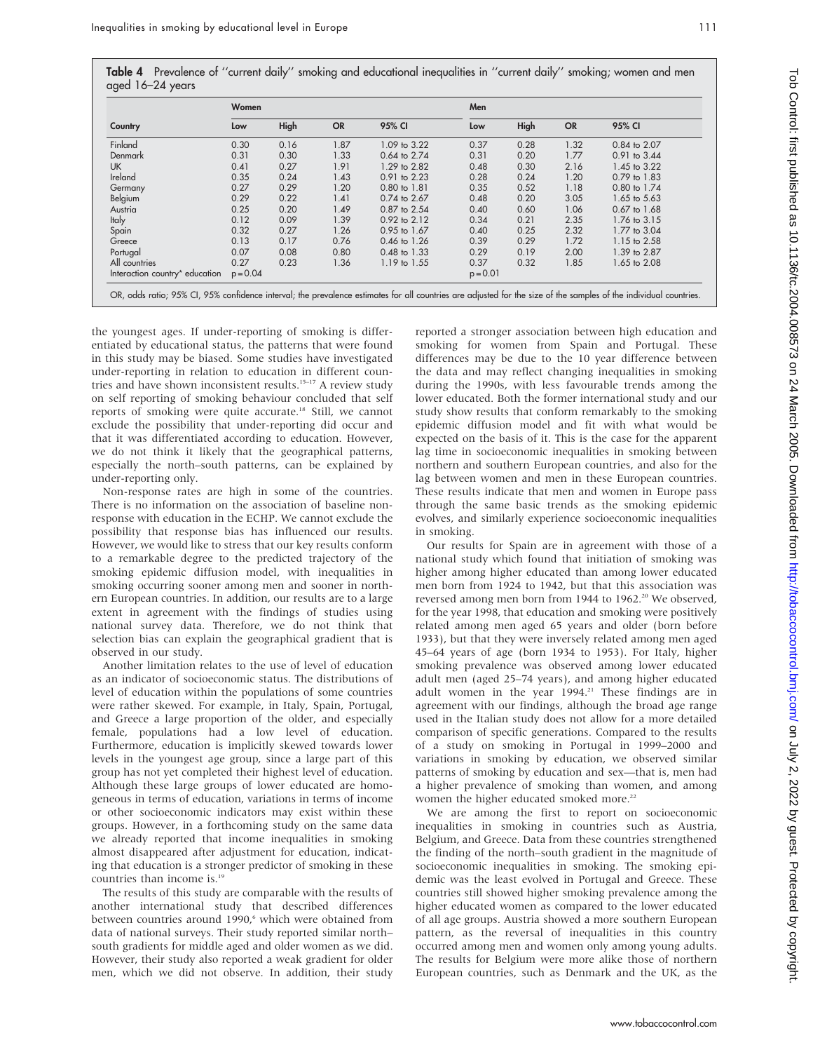**Table 4** Prevalence of "current daily" smoking and educational inequalities in "current daily" smoking; women and men aged 16–24 years

| Country | Women | | | | Men | | | |
|---|---|---|---|---|---|---|---|---|
| | Low | High | OR | 95% CI | Low | High | OR | 95% CI |
| Finland | 0.30 | 0.16 | 1.87 | 1.09 to 3.22 | 0.37 | 0.28 | 1.32 | 0.84 to 2.07 |
| Denmark | 0.31 | 0.30 | 1.33 | 0.64 to 2.74 | 0.31 | 0.20 | 1.77 | 0.91 to 3.44 |
| UK | 0.41 | 0.27 | 1.91 | 1.29 to 2.82 | 0.48 | 0.30 | 2.16 | 1.45 to 3.22 |
| Ireland | 0.35 | 0.24 | 1.43 | 0.91 to 2.23 | 0.28 | 0.24 | 1.20 | 0.79 to 1.83 |
| Germany | 0.27 | 0.29 | 1.20 | 0.80 to 1.81 | 0.35 | 0.52 | 1.18 | 0.80 to 1.74 |
| Belgium | 0.29 | 0.22 | 1.41 | 0.74 to 2.67 | 0.48 | 0.20 | 3.05 | 1.65 to 5.63 |
| Austria | 0.25 | 0.20 | 1.49 | 0.87 to 2.54 | 0.40 | 0.60 | 1.06 | 0.67 to 1.68 |
| Italy | 0.12 | 0.09 | 1.39 | 0.92 to 2.12 | 0.34 | 0.21 | 2.35 | 1.76 to 3.15 |
| Spain | 0.32 | 0.27 | 1.26 | 0.95 to 1.67 | 0.40 | 0.25 | 2.32 | 1.77 to 3.04 |
| Greece | 0.13 | 0.17 | 0.76 | 0.46 to 1.26 | 0.39 | 0.29 | 1.72 | 1.15 to 2.58 |
| Portugal | 0.07 | 0.08 | 0.80 | 0.48 to 1.33 | 0.29 | 0.19 | 2.00 | 1.39 to 2.87 |
| All countries | 0.27 | 0.23 | 1.36 | 1.19 to 1.55 | 0.37 | 0.32 | 1.85 | 1.65 to 2.08 |
| Interaction country* education | p = 0.04 | | | | p = 0.01 | | | |

OR, odds ratio; 95% CI, 95% confidence interval; the prevalence estimates for all countries are adjusted for the size of the samples of the individual countries.

the youngest ages. If under-reporting of smoking is differentiated by educational status, the patterns that were found in this study may be biased. Some studies have investigated under-reporting in relation to education in different countries and have shown inconsistent results.[15–17] A review study on self reporting of smoking behaviour concluded that self reports of smoking were quite accurate.[18] Still, we cannot exclude the possibility that under-reporting did occur and that it was differentiated according to education. However, we do not think it likely that the geographical patterns, especially the north–south patterns, can be explained by under-reporting only.

Non-response rates are high in some of the countries. There is no information on the association of baseline non-response with education in the ECHP. We cannot exclude the possibility that response bias has influenced our results. However, we would like to stress that our key results conform to a remarkable degree to the predicted trajectory of the smoking epidemic diffusion model, with inequalities in smoking occurring sooner among men and sooner in northern European countries. In addition, our results are to a large extent in agreement with the findings of studies using national survey data. Therefore, we do not think that selection bias can explain the geographical gradient that is observed in our study.

Another limitation relates to the use of level of education as an indicator of socioeconomic status. The distributions of level of education within the populations of some countries were rather skewed. For example, in Italy, Spain, Portugal, and Greece a large proportion of the older, and especially female, populations had a low level of education. Furthermore, education is implicitly skewed towards lower levels in the youngest age group, since a large part of this group has not yet completed their highest level of education. Although these large groups of lower educated are homogeneous in terms of education, variations in terms of income or other socioeconomic indicators may exist within these groups. However, in a forthcoming study on the same data we already reported that income inequalities in smoking almost disappeared after adjustment for education, indicating that education is a stronger predictor of smoking in these countries than income is.[19]

The results of this study are comparable with the results of another international study that described differences between countries around 1990,[6] which were obtained from data of national surveys. Their study reported similar north–south gradients for middle aged and older women as we did. However, their study also reported a weak gradient for older men, which we did not observe. In addition, their study reported a stronger association between high education and smoking for women from Spain and Portugal. These differences may be due to the 10 year difference between the data and may reflect changing inequalities in smoking during the 1990s, with less favourable trends among the lower educated. Both the former international study and our study show results that conform remarkably to the smoking epidemic diffusion model and fit with what would be expected on the basis of it. This is the case for the apparent lag time in socioeconomic inequalities in smoking between northern and southern European countries, and also for the lag between women and men in these European countries. These results indicate that men and women in Europe pass through the same basic trends as the smoking epidemic evolves, and similarly experience socioeconomic inequalities in smoking.

Our results for Spain are in agreement with those of a national study which found that initiation of smoking was higher among higher educated than among lower educated men born from 1924 to 1942, but that this association was reversed among men born from 1944 to 1962.[20] We observed, for the year 1998, that education and smoking were positively related among men aged 65 years and older (born before 1933), but that they were inversely related among men aged 45–64 years of age (born 1934 to 1953). For Italy, higher smoking prevalence was observed among lower educated adult men (aged 25–74 years), and among higher educated adult women in the year 1994.[21] These findings are in agreement with our findings, although the broad age range used in the Italian study does not allow for a more detailed comparison of specific generations. Compared to the results of a study on smoking in Portugal in 1999–2000 and variations in smoking by education, we observed similar patterns of smoking by education and sex—that is, men had a higher prevalence of smoking than women, and among women the higher educated smoked more.[22]

We are among the first to report on socioeconomic inequalities in smoking in countries such as Austria, Belgium, and Greece. Data from these countries strengthened the finding of the north–south gradient in the magnitude of socioeconomic inequalities in smoking. The smoking epidemic was the least evolved in Portugal and Greece. These countries still showed higher smoking prevalence among the higher educated women as compared to the lower educated of all age groups. Austria showed a more southern European pattern, as the reversal of inequalities in this country occurred among men and women only among young adults. The results for Belgium were more alike those of northern European countries, such as Denmark and the UK, as the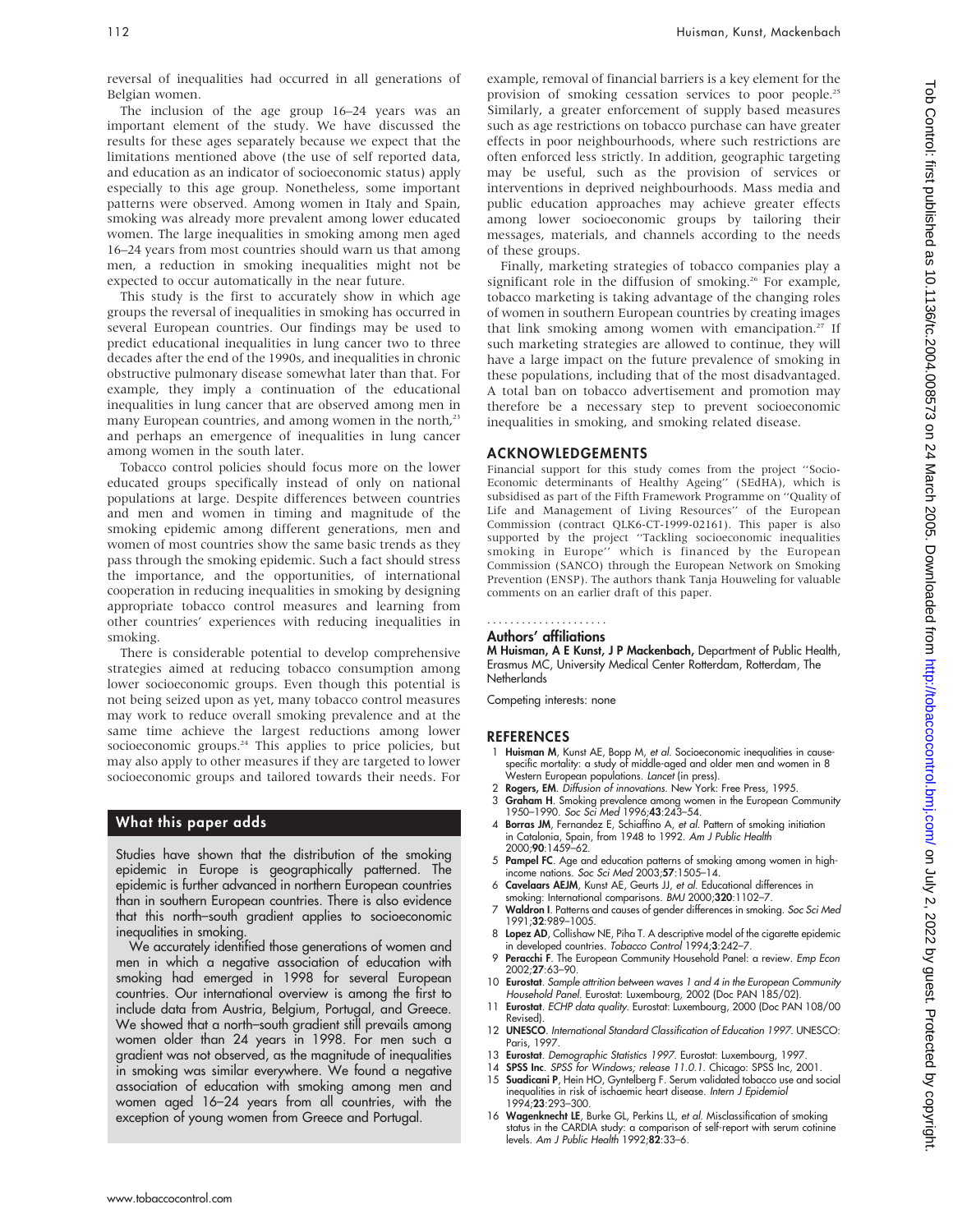reversal of inequalities had occurred in all generations of Belgian women.

The inclusion of the age group 16–24 years was an important element of the study. We have discussed the results for these ages separately because we expect that the limitations mentioned above (the use of self reported data, and education as an indicator of socioeconomic status) apply especially to this age group. Nonetheless, some important patterns were observed. Among women in Italy and Spain, smoking was already more prevalent among lower educated women. The large inequalities in smoking among men aged 16–24 years from most countries should warn us that among men, a reduction in smoking inequalities might not be expected to occur automatically in the near future.

This study is the first to accurately show in which age groups the reversal of inequalities in smoking has occurred in several European countries. Our findings may be used to predict educational inequalities in lung cancer two to three decades after the end of the 1990s, and inequalities in chronic obstructive pulmonary disease somewhat later than that. For example, they imply a continuation of the educational inequalities in lung cancer that are observed among men in many European countries, and among women in the north,[23] and perhaps an emergence of inequalities in lung cancer among women in the south later.

Tobacco control policies should focus more on the lower educated groups specifically instead of only on national populations at large. Despite differences between countries and men and women in timing and magnitude of the smoking epidemic among different generations, men and women of most countries show the same basic trends as they pass through the smoking epidemic. Such a fact should stress the importance, and the opportunities, of international cooperation in reducing inequalities in smoking by designing appropriate tobacco control measures and learning from other countries' experiences with reducing inequalities in smoking.

There is considerable potential to develop comprehensive strategies aimed at reducing tobacco consumption among lower socioeconomic groups. Even though this potential is not being seized upon as yet, many tobacco control measures may work to reduce overall smoking prevalence and at the same time achieve the largest reductions among lower socioeconomic groups.[24] This applies to price policies, but may also apply to other measures if they are targeted to lower socioeconomic groups and tailored towards their needs. For example, removal of financial barriers is a key element for the provision of smoking cessation services to poor people.[25] Similarly, a greater enforcement of supply based measures such as age restrictions on tobacco purchase can have greater effects in poor neighbourhoods, where such restrictions are often enforced less strictly. In addition, geographic targeting may be useful, such as the provision of services or interventions in deprived neighbourhoods. Mass media and public education approaches may achieve greater effects among lower socioeconomic groups by tailoring their messages, materials, and channels according to the needs of these groups.

Finally, marketing strategies of tobacco companies play a significant role in the diffusion of smoking.[26] For example, tobacco marketing is taking advantage of the changing roles of women in southern European countries by creating images that link smoking among women with emancipation.[27] If such marketing strategies are allowed to continue, they will have a large impact on the future prevalence of smoking in these populations, including that of the most disadvantaged. A total ban on tobacco advertisement and promotion may therefore be a necessary step to prevent socioeconomic inequalities in smoking, and smoking related disease.

## What this paper adds

Studies have shown that the distribution of the smoking epidemic in Europe is geographically patterned. The epidemic is further advanced in northern European countries than in southern European countries. There is also evidence that this north–south gradient applies to socioeconomic inequalities in smoking.

We accurately identified those generations of women and men in which a negative association of education with smoking had emerged in 1998 for several European countries. Our international overview is among the first to include data from Austria, Belgium, Portugal, and Greece. We showed that a north–south gradient still prevails among women older than 24 years in 1998. For men such a gradient was not observed, as the magnitude of inequalities in smoking was similar everywhere. We found a negative association of education with smoking among men and women aged 16–24 years from all countries, with the exception of young women from Greece and Portugal.

## ACKNOWLEDGEMENTS

Financial support for this study comes from the project ''Socio-Economic determinants of Healthy Ageing'' (SEdHA), which is subsidised as part of the Fifth Framework Programme on ''Quality of Life and Management of Living Resources'' of the European Commission (contract QLK6-CT-1999-02161). This paper is also supported by the project ''Tackling socioeconomic inequalities smoking in Europe'' which is financed by the European Commission (SANCO) through the European Network on Smoking Prevention (ENSP). The authors thank Tanja Houweling for valuable comments on an earlier draft of this paper.

### Authors' affiliations

**M Huisman, A E Kunst, J P Mackenbach,** Department of Public Health, Erasmus MC, University Medical Center Rotterdam, Rotterdam, The Netherlands

Competing interests: none

## REFERENCES

1. **Huisman M**, Kunst AE, Bopp M, *et al*. Socioeconomic inequalities in cause-specific mortality: a study of middle-aged and older men and women in 8 Western European populations. *Lancet* (in press).
2. **Rogers, EM**. *Diffusion of innovations*. New York: Free Press, 1995.
3. **Graham H**. Smoking prevalence among women in the European Community 1950–1990. *Soc Sci Med* 1996;**43**:243–54.
4. **Borras JM**, Fernandez E, Schiaffino A, *et al*. Pattern of smoking initiation in Catalonia, Spain, from 1948 to 1992. *Am J Public Health* 2000;**90**:1459–62.
5. **Pampel FC**. Age and education patterns of smoking among women in high-income nations. *Soc Sci Med* 2003;**57**:1505–14.
6. **Cavelaars AEJM**, Kunst AE, Geurts JJ, *et al*. Educational differences in smoking: International comparisons. *BMJ* 2000;**320**:1102–7.
7. **Waldron I**. Patterns and causes of gender differences in smoking. *Soc Sci Med* 1991;**32**:989–1005.
8. **Lopez AD**, Collishaw NE, Piha T. A descriptive model of the cigarette epidemic in developed countries. *Tobacco Control* 1994;**3**:242–7.
9. **Peracchi F**. The European Community Household Panel: a review. *Emp Econ* 2002;**27**:63–90.
10. **Eurostat**. *Sample attrition between waves 1 and 4 in the European Community Household Panel*. Eurostat: Luxembourg, 2002 (Doc PAN 185/02).
11. **Eurostat**. *ECHP data quality*. Eurostat: Luxembourg, 2000 (Doc PAN 108/00 Revised).
12. **UNESCO**. *International Standard Classification of Education 1997*. UNESCO: Paris, 1997.
13. **Eurostat**. *Demographic Statistics 1997*. Eurostat: Luxembourg, 1997.
14. **SPSS Inc**. *SPSS for Windows; release 11.0.1*. Chicago: SPSS Inc, 2001.
15. **Suadicani P**, Hein HO, Gyntelberg F. Serum validated tobacco use and social inequalities in risk of ischaemic heart disease. *Intern J Epidemiol* 1994;**23**:293–300.
16. **Wagenknecht LE**, Burke GL, Perkins LL, *et al*. Misclassification of smoking status in the CARDIA study: a comparison of self-report with serum cotinine levels. *Am J Public Health* 1992;**82**:33–6.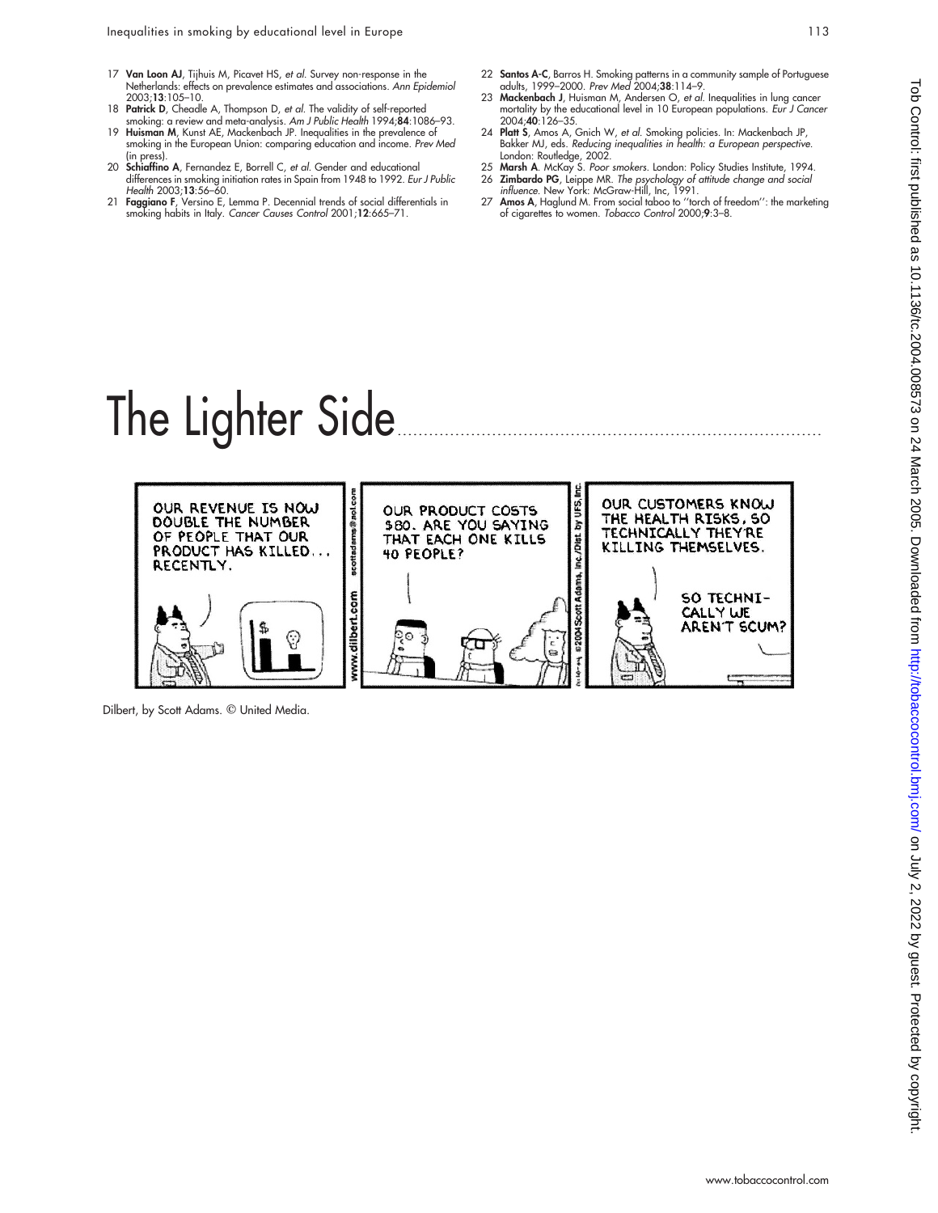17 **Van Loon AJ**, Tijhuis M, Picavet HS, *et al*. Survey non-response in the Netherlands: effects on prevalence estimates and associations. *Ann Epidemiol* 2003;**13**:105–10.

18 **Patrick D**, Cheadle A, Thompson D, *et al*. The validity of self-reported smoking: a review and meta-analysis. *Am J Public Health* 1994;**84**:1086–93.

19 **Huisman M**, Kunst AE, Mackenbach JP. Inequalities in the prevalence of smoking in the European Union: comparing education and income. *Prev Med* (in press).

20 **Schiaffino A**, Fernandez E, Borrell C, *et al*. Gender and educational differences in smoking initiation rates in Spain from 1948 to 1992. *Eur J Public Health* 2003;**13**:56–60.

21 **Faggiano F**, Versino E, Lemma P. Decennial trends of social differentials in smoking habits in Italy. *Cancer Causes Control* 2001;**12**:665–71.

22 **Santos A-C**, Barros H. Smoking patterns in a community sample of Portuguese adults, 1999–2000. *Prev Med* 2004;**38**:114–9.

23 **Mackenbach J**, Huisman M, Andersen O, *et al*. Inequalities in lung cancer mortality by the educational level in 10 European populations. *Eur J Cancer* 2004;**40**:126–35.

24 **Platt S**, Amos A, Gnich W, *et al*. Smoking policies. In: Mackenbach JP, Bakker MJ, eds. *Reducing inequalities in health: a European perspective*. London: Routledge, 2002.

25 **Marsh A**. McKay S. *Poor smokers*. London: Policy Studies Institute, 1994.

26 **Zimbardo PG**, Leippe MR. *The psychology of attitude change and social influence*. New York: McGraw-Hill, Inc, 1991.

27 **Amos A**, Haglund M. From social taboo to ''torch of freedom'': the marketing of cigarettes to women. *Tobacco Control* 2000;**9**:3–8.

# The Lighter Side

Dilbert, by Scott Adams. © United Media.